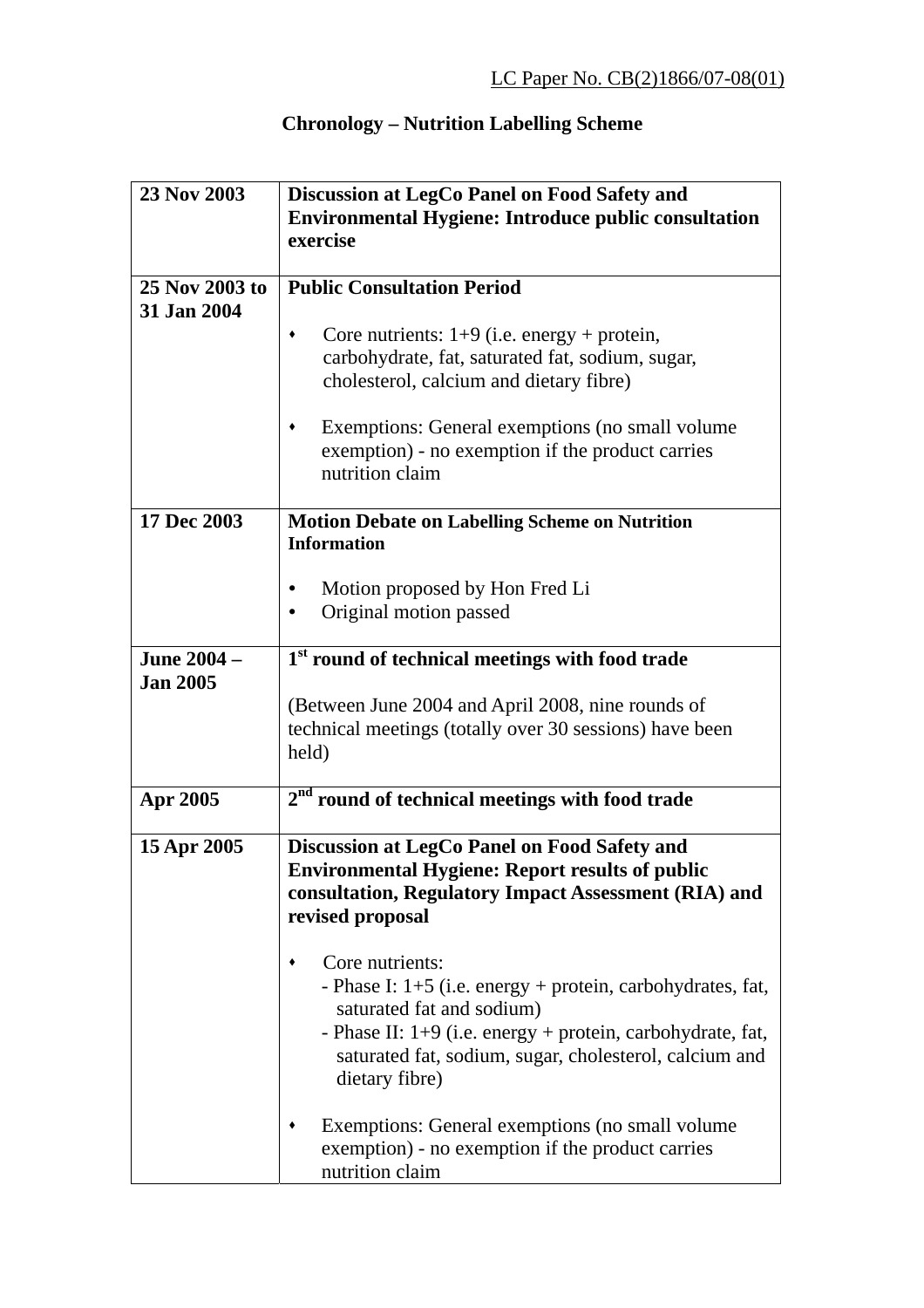LC Paper No. CB(2)1866/07-08(01)

**Chronology – Nutrition Labelling Scheme**

| | |
|---|---|
| **23 Nov 2003** | **Discussion at LegCo Panel on Food Safety and Environmental Hygiene: Introduce public consultation exercise** |
| **25 Nov 2003 to 31 Jan 2004** | **Public Consultation Period**<br><br>• Core nutrients: 1+9 (i.e. energy + protein, carbohydrate, fat, saturated fat, sodium, sugar, cholesterol, calcium and dietary fibre)<br><br>• Exemptions: General exemptions (no small volume exemption) - no exemption if the product carries nutrition claim |
| **17 Dec 2003** | **Motion Debate on Labelling Scheme on Nutrition Information**<br><br>• Motion proposed by Hon Fred Li<br>• Original motion passed |
| **June 2004 – Jan 2005** | **1st round of technical meetings with food trade**<br><br>(Between June 2004 and April 2008, nine rounds of technical meetings (totally over 30 sessions) have been held) |
| **Apr 2005** | **2nd round of technical meetings with food trade** |
| **15 Apr 2005** | **Discussion at LegCo Panel on Food Safety and Environmental Hygiene: Report results of public consultation, Regulatory Impact Assessment (RIA) and revised proposal**<br><br>• Core nutrients:<br>- Phase I: 1+5 (i.e. energy + protein, carbohydrates, fat, saturated fat and sodium)<br>- Phase II: 1+9 (i.e. energy + protein, carbohydrate, fat, saturated fat, sodium, sugar, cholesterol, calcium and dietary fibre)<br><br>• Exemptions: General exemptions (no small volume exemption) - no exemption if the product carries nutrition claim |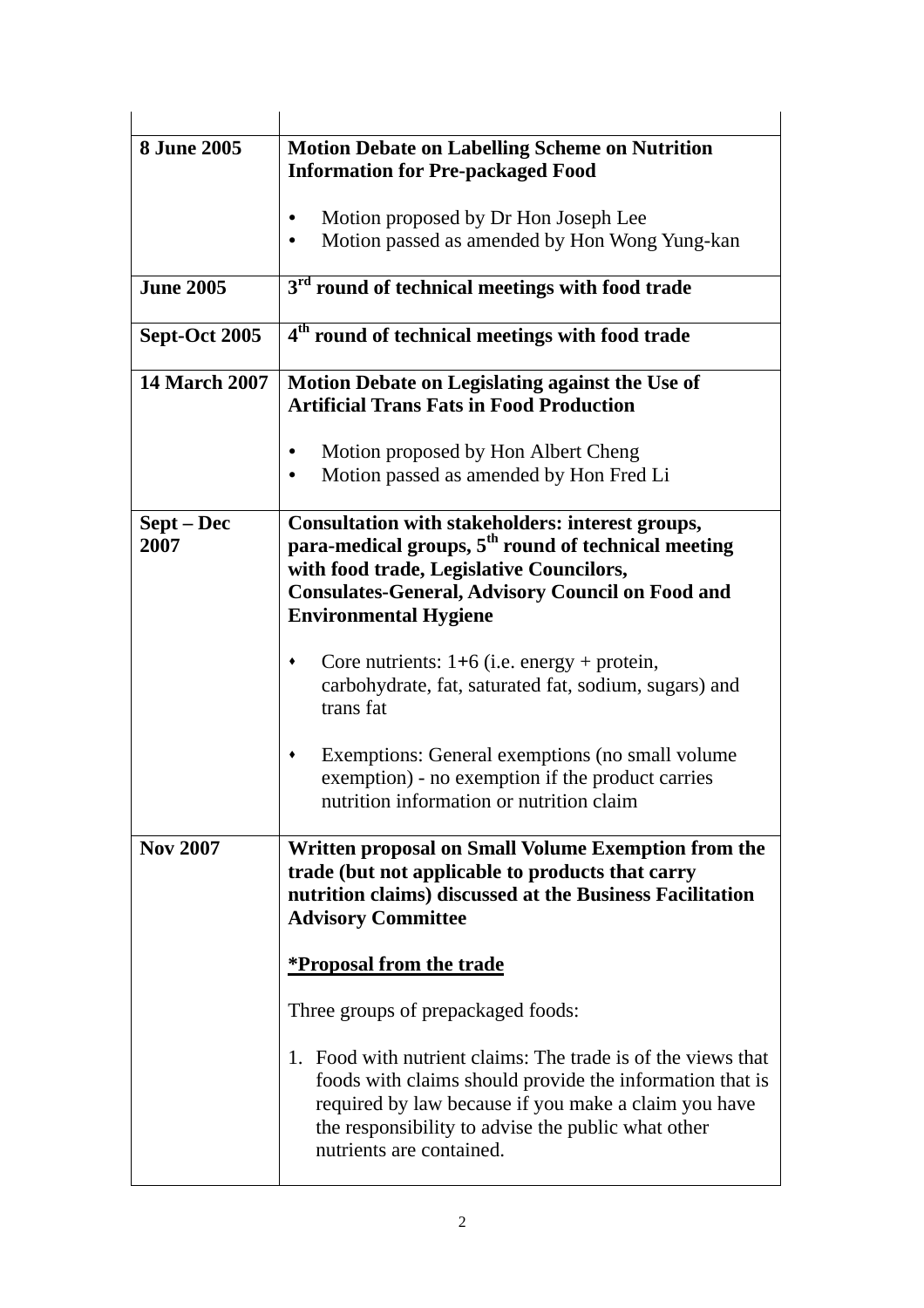| | |
|---|---|
| **8 June 2005** | **Motion Debate on Labelling Scheme on Nutrition Information for Pre-packaged Food**<br><br>• Motion proposed by Dr Hon Joseph Lee<br>• Motion passed as amended by Hon Wong Yung-kan |
| **June 2005** | **3rd round of technical meetings with food trade** |
| **Sept-Oct 2005** | **4th round of technical meetings with food trade** |
| **14 March 2007** | **Motion Debate on Legislating against the Use of Artificial Trans Fats in Food Production**<br><br>• Motion proposed by Hon Albert Cheng<br>• Motion passed as amended by Hon Fred Li |
| **Sept – Dec 2007** | **Consultation with stakeholders: interest groups, para-medical groups, 5th round of technical meeting with food trade, Legislative Councilors, Consulates-General, Advisory Council on Food and Environmental Hygiene**<br><br>• Core nutrients: 1+6 (i.e. energy + protein, carbohydrate, fat, saturated fat, sodium, sugars) and trans fat<br><br>• Exemptions: General exemptions (no small volume exemption) - no exemption if the product carries nutrition information or nutrition claim |
| **Nov 2007** | **Written proposal on Small Volume Exemption from the trade (but not applicable to products that carry nutrition claims) discussed at the Business Facilitation Advisory Committee**<br><br>**<u>*Proposal from the trade</u>**<br><br>Three groups of prepackaged foods:<br><br>1. Food with nutrient claims: The trade is of the views that foods with claims should provide the information that is required by law because if you make a claim you have the responsibility to advise the public what other nutrients are contained. |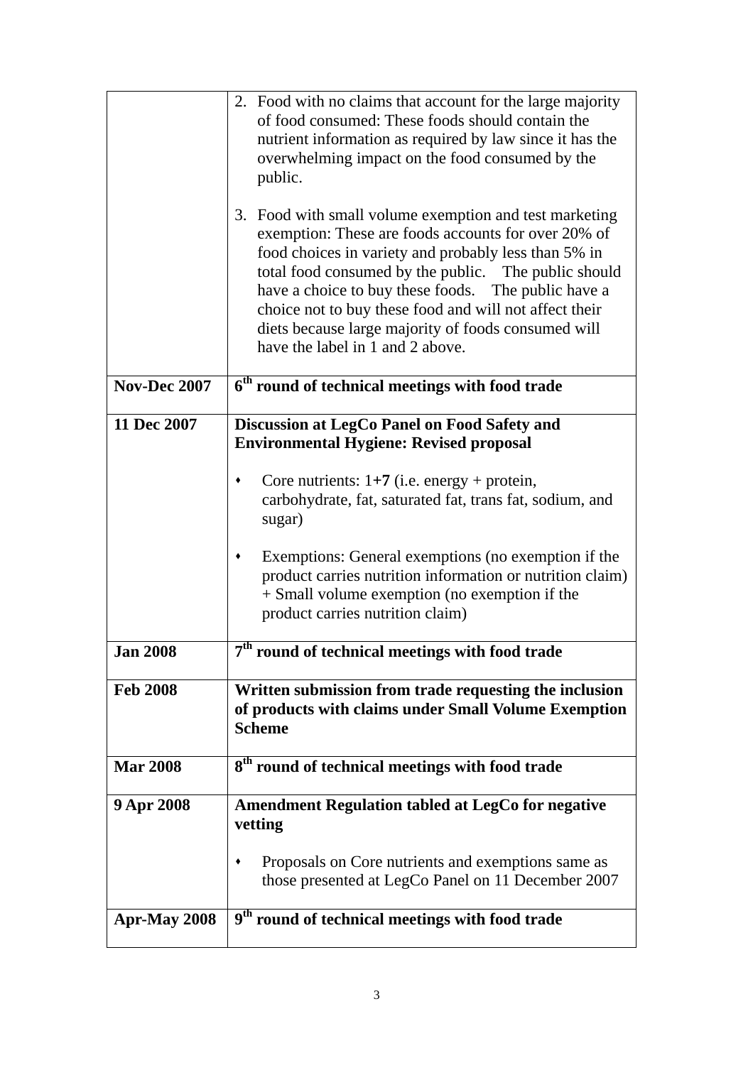|  |  |
|---|---|
|  | 2. Food with no claims that account for the large majority of food consumed: These foods should contain the nutrient information as required by law since it has the overwhelming impact on the food consumed by the public.<br><br>3. Food with small volume exemption and test marketing exemption: These are foods accounts for over 20% of food choices in variety and probably less than 5% in total food consumed by the public. The public should have a choice to buy these foods. The public have a choice not to buy these food and will not affect their diets because large majority of foods consumed will have the label in 1 and 2 above. |
| **Nov-Dec 2007** | **6th round of technical meetings with food trade** |
| **11 Dec 2007** | **Discussion at LegCo Panel on Food Safety and Environmental Hygiene: Revised proposal**<br><br>• Core nutrients: 1**+7** (i.e. energy + protein, carbohydrate, fat, saturated fat, trans fat, sodium, and sugar)<br><br>• Exemptions: General exemptions (no exemption if the product carries nutrition information or nutrition claim) + Small volume exemption (no exemption if the product carries nutrition claim) |
| **Jan 2008** | **7th round of technical meetings with food trade** |
| **Feb 2008** | **Written submission from trade requesting the inclusion of products with claims under Small Volume Exemption Scheme** |
| **Mar 2008** | **8th round of technical meetings with food trade** |
| **9 Apr 2008** | **Amendment Regulation tabled at LegCo for negative vetting**<br><br>• Proposals on Core nutrients and exemptions same as those presented at LegCo Panel on 11 December 2007 |
| **Apr-May 2008** | **9th round of technical meetings with food trade** |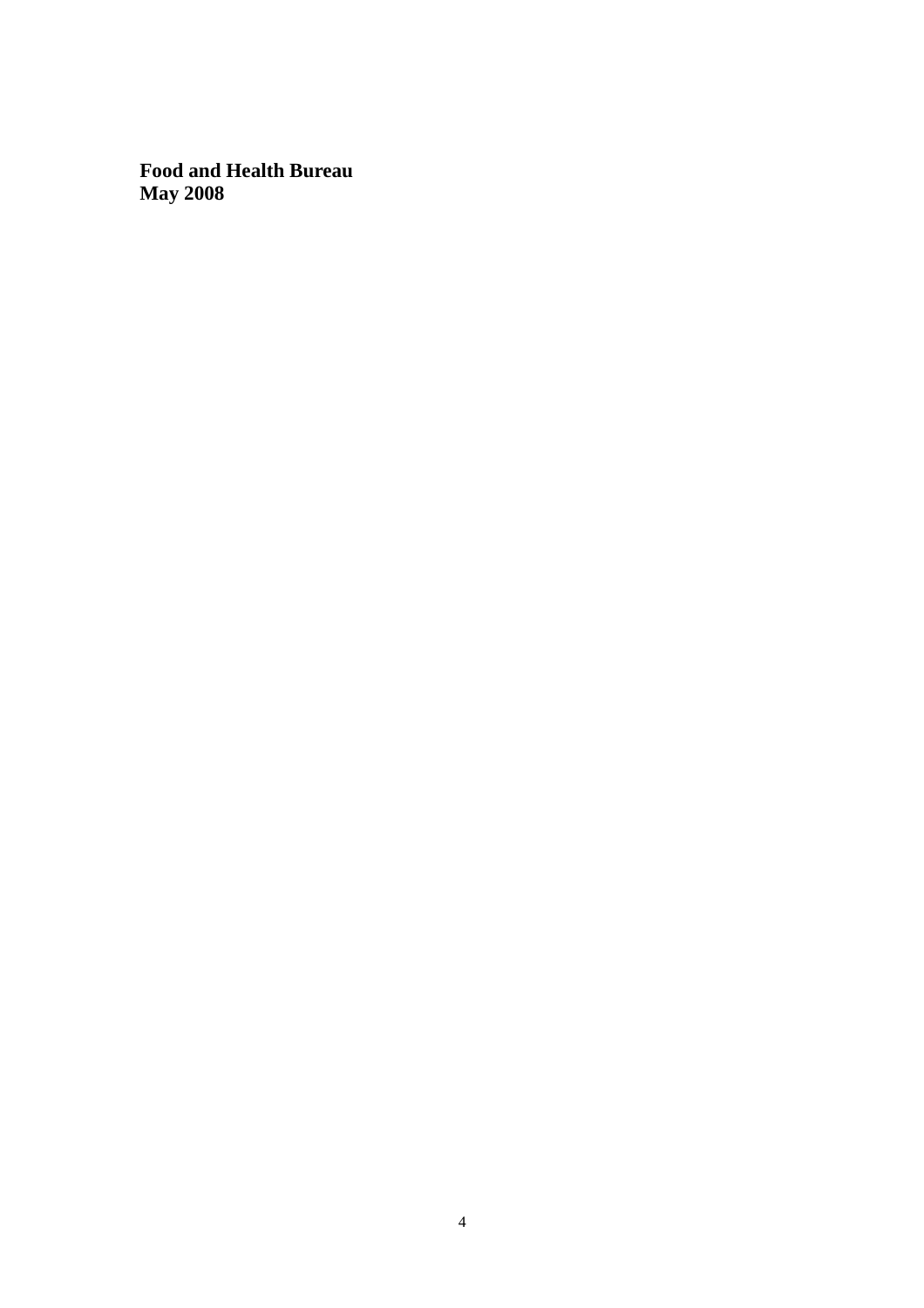**Food and Health Bureau**
**May 2008**